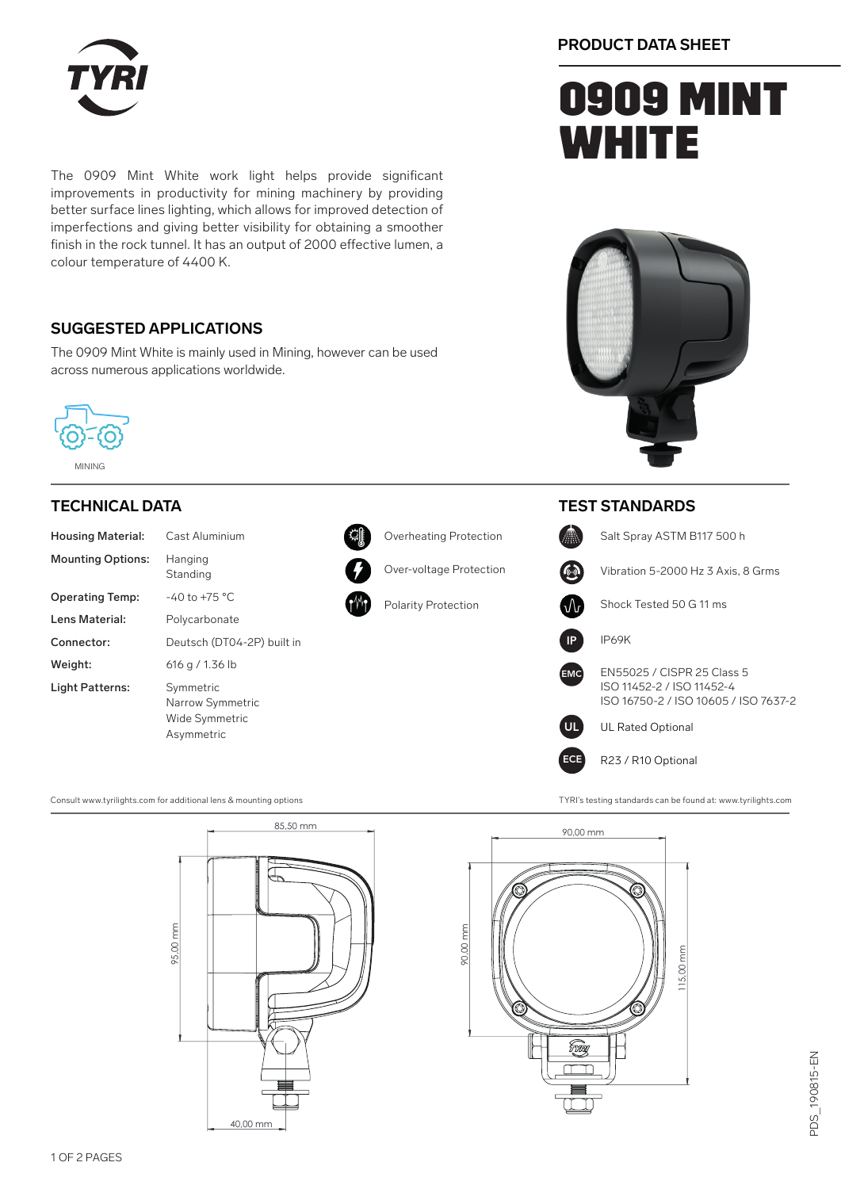PRODUCT DATA SHEET

# 0909 MINT WHITE

The 0909 Mint White work light helps provide significant improvements in productivity for mining machinery by providing better surface lines lighting, which allows for improved detection of imperfections and giving better visibility for obtaining a smoother finish in the rock tunnel. It has an output of 2000 effective lumen, a colour temperature of 4400 K.

## SUGGESTED APPLICATIONS

The 0909 Mint White is mainly used in Mining, however can be used across numerous applications worldwide.

MINING

## TECHNICAL DATA

| | |
|---|---|
| **Housing Material:** | Cast Aluminium |
| **Mounting Options:** | Hanging<br>Standing |
| **Operating Temp:** | -40 to +75 °C |
| **Lens Material:** | Polycarbonate |
| **Connector:** | Deutsch (DT04-2P) built in |
| **Weight:** | 616 g / 1.36 lb |
| **Light Patterns:** | Symmetric<br>Narrow Symmetric<br>Wide Symmetric<br>Asymmetric |

- Overheating Protection
- Over-voltage Protection
- Polarity Protection

Consult www.tyrilights.com for additional lens & mounting options

## TEST STANDARDS

- Salt Spray ASTM B117 500 h
- Vibration 5-2000 Hz 3 Axis, 8 Grms
- Shock Tested 50 G 11 ms
- IP: IP69K
- EMC: EN55025 / CISPR 25 Class 5, ISO 11452-2 / ISO 11452-4, ISO 16750-2 / ISO 10605 / ISO 7637-2
- UL: UL Rated Optional
- ECE: R23 / R10 Optional

TYRI's testing standards can be found at: www.tyrilights.com

85,50 mm
95,00 mm
40,00 mm
90,00 mm
90,00 mm
115,00 mm

PDS_190815-EN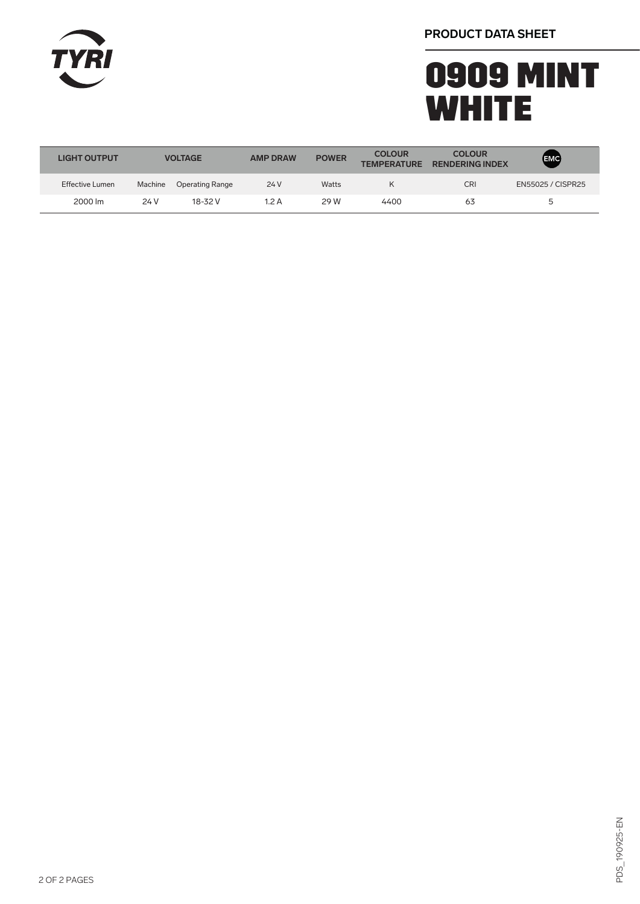PRODUCT DATA SHEET

# 0909 MINT WHITE

| LIGHT OUTPUT | VOLTAGE | | AMP DRAW | POWER | COLOUR TEMPERATURE | COLOUR RENDERING INDEX | EMC |
|---|---|---|---|---|---|---|---|
| Effective Lumen | Machine | Operating Range | 24 V | Watts | K | CRI | EN55025 / CISPR25 |
| 2000 lm | 24 V | 18-32 V | 1.2 A | 29 W | 4400 | 63 | 5 |

PDS_190925-EN